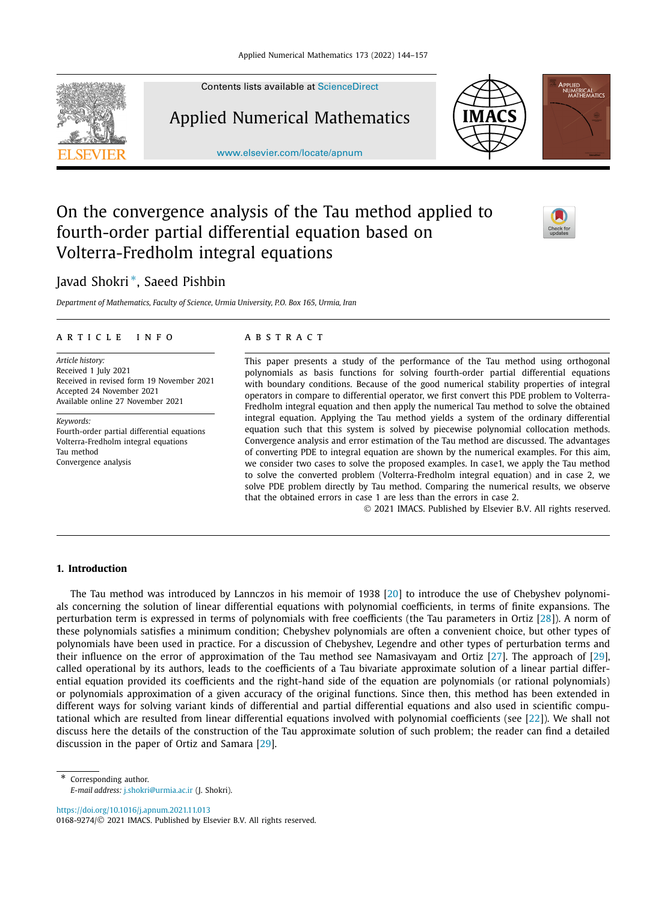# On the convergence analysis of the Tau method applied to fourth-order partial differential equation based on Volterra-Fredholm integral equations

Javad Shokri *, Saeed Pishbin

*Department of Mathematics, Faculty of Science, Urmia University, P.O. Box 165, Urmia, Iran*

## ARTICLE INFO

*Article history:*
Received 1 July 2021
Received in revised form 19 November 2021
Accepted 24 November 2021
Available online 27 November 2021

*Keywords:*
Fourth-order partial differential equations
Volterra-Fredholm integral equations
Tau method
Convergence analysis

## ABSTRACT

This paper presents a study of the performance of the Tau method using orthogonal polynomials as basis functions for solving fourth-order partial differential equations with boundary conditions. Because of the good numerical stability properties of integral operators in compare to differential operator, we first convert this PDE problem to Volterra-Fredholm integral equation and then apply the numerical Tau method to solve the obtained integral equation. Applying the Tau method yields a system of the ordinary differential equation such that this system is solved by piecewise polynomial collocation methods. Convergence analysis and error estimation of the Tau method are discussed. The advantages of converting PDE to integral equation are shown by the numerical examples. For this aim, we consider two cases to solve the proposed examples. In case1, we apply the Tau method to solve the converted problem (Volterra-Fredholm integral equation) and in case 2, we solve PDE problem directly by Tau method. Comparing the numerical results, we observe that the obtained errors in case 1 are less than the errors in case 2.

© 2021 IMACS. Published by Elsevier B.V. All rights reserved.

## 1. Introduction

The Tau method was introduced by Lannczos in his memoir of 1938 [20] to introduce the use of Chebyshev polynomials concerning the solution of linear differential equations with polynomial coefficients, in terms of finite expansions. The perturbation term is expressed in terms of polynomials with free coefficients (the Tau parameters in Ortiz [28]). A norm of these polynomials satisfies a minimum condition; Chebyshev polynomials are often a convenient choice, but other types of polynomials have been used in practice. For a discussion of Chebyshev, Legendre and other types of perturbation terms and their influence on the error of approximation of the Tau method see Namasivayam and Ortiz [27]. The approach of [29], called operational by its authors, leads to the coefficients of a Tau bivariate approximate solution of a linear partial differential equation provided its coefficients and the right-hand side of the equation are polynomials (or rational polynomials) or polynomials approximation of a given accuracy of the original functions. Since then, this method has been extended in different ways for solving variant kinds of differential and partial differential equations and also used in scientific computational which are resulted from linear differential equations involved with polynomial coefficients (see [22]). We shall not discuss here the details of the construction of the Tau approximate solution of such problem; the reader can find a detailed discussion in the paper of Ortiz and Samara [29].

* Corresponding author.
*E-mail address:* j.shokri@urmia.ac.ir (J. Shokri).

https://doi.org/10.1016/j.apnum.2021.11.013
0168-9274/© 2021 IMACS. Published by Elsevier B.V. All rights reserved.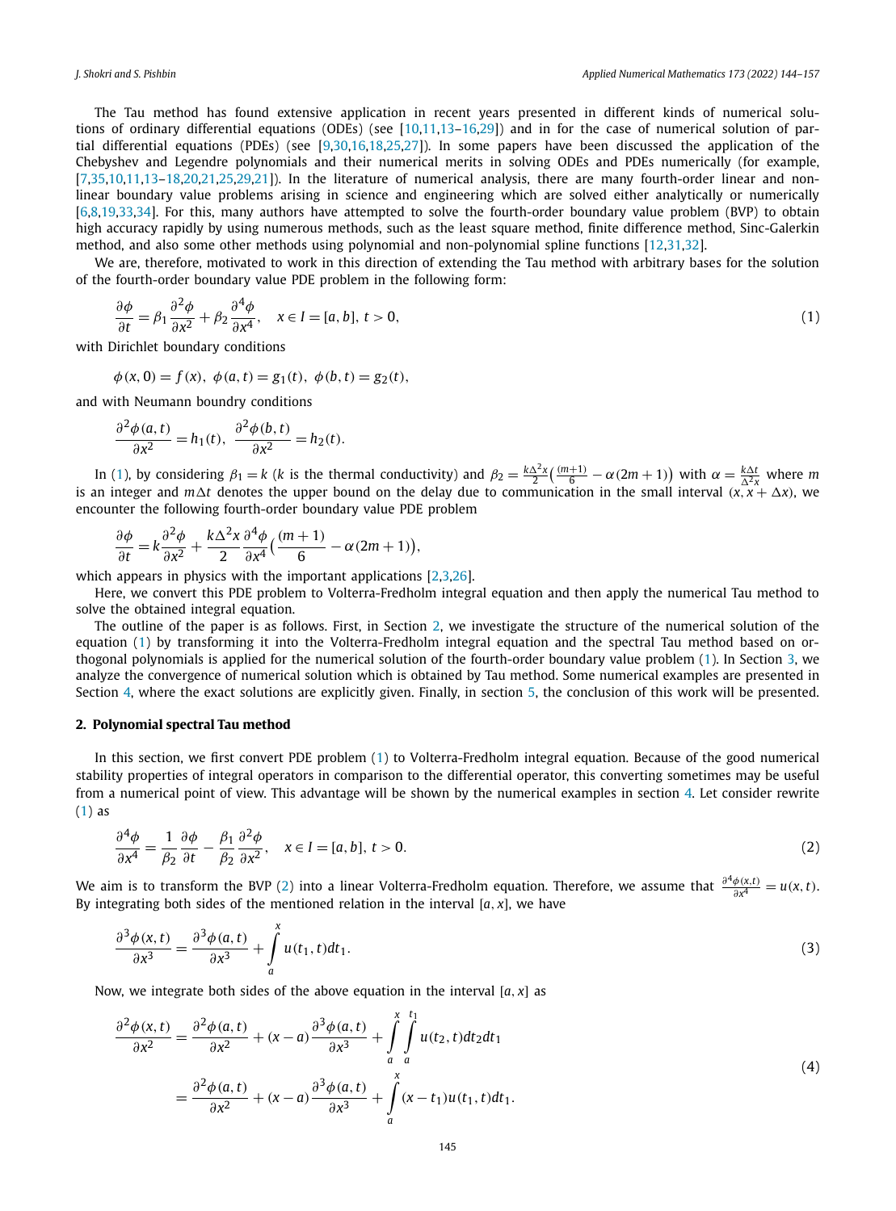The Tau method has found extensive application in recent years presented in different kinds of numerical solutions of ordinary differential equations (ODEs) (see [10,11,13–16,29]) and in for the case of numerical solution of partial differential equations (PDEs) (see [9,30,16,18,25,27]). In some papers have been discussed the application of the Chebyshev and Legendre polynomials and their numerical merits in solving ODEs and PDEs numerically (for example, [7,35,10,11,13–18,20,21,25,29,21]). In the literature of numerical analysis, there are many fourth-order linear and nonlinear boundary value problems arising in science and engineering which are solved either analytically or numerically [6,8,19,33,34]. For this, many authors have attempted to solve the fourth-order boundary value problem (BVP) to obtain high accuracy rapidly by using numerous methods, such as the least square method, finite difference method, Sinc-Galerkin method, and also some other methods using polynomial and non-polynomial spline functions [12,31,32].

We are, therefore, motivated to work in this direction of extending the Tau method with arbitrary bases for the solution of the fourth-order boundary value PDE problem in the following form:

$$\frac{\partial \phi}{\partial t} = \beta_1 \frac{\partial^2 \phi}{\partial x^2} + \beta_2 \frac{\partial^4 \phi}{\partial x^4}, \quad x \in I = [a, b],\ t > 0, \tag{1}$$

with Dirichlet boundary conditions

$$\phi(x, 0) = f(x),\ \phi(a, t) = g_1(t),\ \phi(b, t) = g_2(t),$$

and with Neumann boundry conditions

$$\frac{\partial^2 \phi(a, t)}{\partial x^2} = h_1(t),\ \frac{\partial^2 \phi(b, t)}{\partial x^2} = h_2(t).$$

In (1), by considering $\beta_1 = k$ ($k$ is the thermal conductivity) and $\beta_2 = \frac{k\Delta^2 x}{2}\big(\frac{(m+1)}{6} - \alpha(2m+1)\big)$ with $\alpha = \frac{k\Delta t}{\Delta^2 x}$ where $m$ is an integer and $m\Delta t$ denotes the upper bound on the delay due to communication in the small interval $(x, x + \Delta x)$, we encounter the following fourth-order boundary value PDE problem

$$\frac{\partial \phi}{\partial t} = k\frac{\partial^2 \phi}{\partial x^2} + \frac{k\Delta^2 x}{2}\frac{\partial^4 \phi}{\partial x^4}\big(\frac{(m+1)}{6} - \alpha(2m+1)\big),$$

which appears in physics with the important applications [2,3,26].

Here, we convert this PDE problem to Volterra-Fredholm integral equation and then apply the numerical Tau method to solve the obtained integral equation.

The outline of the paper is as follows. First, in Section 2, we investigate the structure of the numerical solution of the equation (1) by transforming it into the Volterra-Fredholm integral equation and the spectral Tau method based on orthogonal polynomials is applied for the numerical solution of the fourth-order boundary value problem (1). In Section 3, we analyze the convergence of numerical solution which is obtained by Tau method. Some numerical examples are presented in Section 4, where the exact solutions are explicitly given. Finally, in section 5, the conclusion of this work will be presented.

## 2. Polynomial spectral Tau method

In this section, we first convert PDE problem (1) to Volterra-Fredholm integral equation. Because of the good numerical stability properties of integral operators in comparison to the differential operator, this converting sometimes may be useful from a numerical point of view. This advantage will be shown by the numerical examples in section 4. Let consider rewrite (1) as

$$\frac{\partial^4 \phi}{\partial x^4} = \frac{1}{\beta_2}\frac{\partial \phi}{\partial t} - \frac{\beta_1}{\beta_2}\frac{\partial^2 \phi}{\partial x^2}, \quad x \in I = [a, b],\ t > 0. \tag{2}$$

We aim is to transform the BVP (2) into a linear Volterra-Fredholm equation. Therefore, we assume that $\frac{\partial^4 \phi(x,t)}{\partial x^4} = u(x, t)$. By integrating both sides of the mentioned relation in the interval $[a, x]$, we have

$$\frac{\partial^3 \phi(x, t)}{\partial x^3} = \frac{\partial^3 \phi(a, t)}{\partial x^3} + \int_a^x u(t_1, t)dt_1. \tag{3}$$

Now, we integrate both sides of the above equation in the interval $[a, x]$ as

$$\begin{aligned} \frac{\partial^2 \phi(x, t)}{\partial x^2} &= \frac{\partial^2 \phi(a, t)}{\partial x^2} + (x - a)\frac{\partial^3 \phi(a, t)}{\partial x^3} + \int_a^x \int_a^{t_1} u(t_2, t)dt_2 dt_1 \\ &= \frac{\partial^2 \phi(a, t)}{\partial x^2} + (x - a)\frac{\partial^3 \phi(a, t)}{\partial x^3} + \int_a^x (x - t_1)u(t_1, t)dt_1. \end{aligned} \tag{4}$$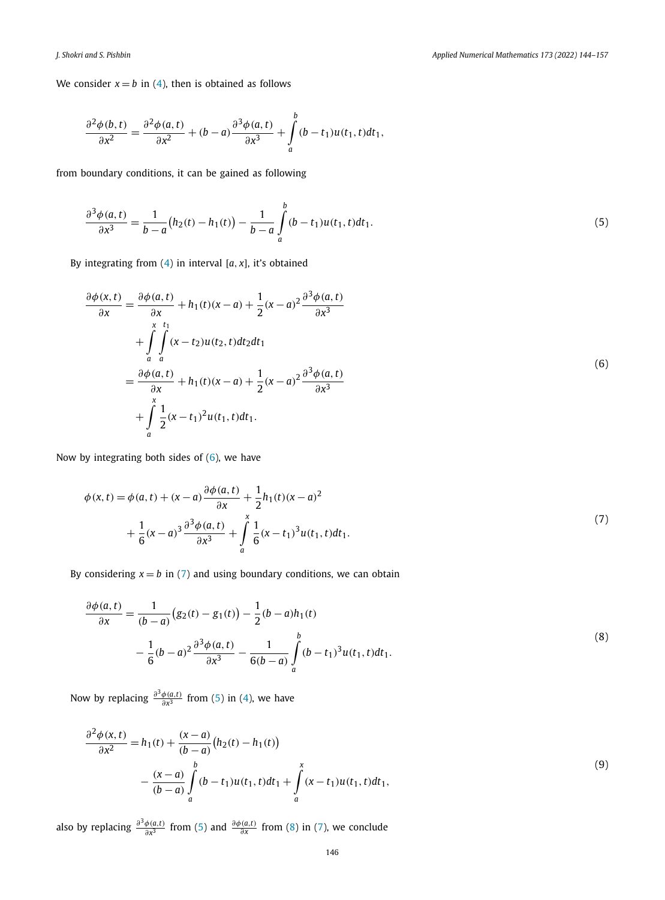We consider $x = b$ in (4), then is obtained as follows

$$\frac{\partial^2 \phi(b,t)}{\partial x^2} = \frac{\partial^2 \phi(a,t)}{\partial x^2} + (b-a)\frac{\partial^3 \phi(a,t)}{\partial x^3} + \int_a^b (b-t_1)u(t_1,t)dt_1,$$

from boundary conditions, it can be gained as following

$$\frac{\partial^3 \phi(a,t)}{\partial x^3} = \frac{1}{b-a}\big(h_2(t) - h_1(t)\big) - \frac{1}{b-a}\int_a^b (b-t_1)u(t_1,t)dt_1. \tag{5}$$

By integrating from (4) in interval $[a, x]$, it's obtained

$$\begin{aligned}
\frac{\partial \phi(x,t)}{\partial x} &= \frac{\partial \phi(a,t)}{\partial x} + h_1(t)(x-a) + \frac{1}{2}(x-a)^2\frac{\partial^3 \phi(a,t)}{\partial x^3} \\
&\quad + \int_a^x \int_a^{t_1} (x-t_2)u(t_2,t)dt_2 dt_1 \\
&= \frac{\partial \phi(a,t)}{\partial x} + h_1(t)(x-a) + \frac{1}{2}(x-a)^2\frac{\partial^3 \phi(a,t)}{\partial x^3} \\
&\quad + \int_a^x \frac{1}{2}(x-t_1)^2 u(t_1,t)dt_1.
\end{aligned} \tag{6}$$

Now by integrating both sides of (6), we have

$$\begin{aligned}
\phi(x,t) &= \phi(a,t) + (x-a)\frac{\partial \phi(a,t)}{\partial x} + \frac{1}{2}h_1(t)(x-a)^2 \\
&\quad + \frac{1}{6}(x-a)^3\frac{\partial^3 \phi(a,t)}{\partial x^3} + \int_a^x \frac{1}{6}(x-t_1)^3 u(t_1,t)dt_1.
\end{aligned} \tag{7}$$

By considering $x = b$ in (7) and using boundary conditions, we can obtain

$$\begin{aligned}
\frac{\partial \phi(a,t)}{\partial x} &= \frac{1}{(b-a)}\big(g_2(t) - g_1(t)\big) - \frac{1}{2}(b-a)h_1(t) \\
&\quad - \frac{1}{6}(b-a)^2\frac{\partial^3 \phi(a,t)}{\partial x^3} - \frac{1}{6(b-a)}\int_a^b (b-t_1)^3 u(t_1,t)dt_1.
\end{aligned} \tag{8}$$

Now by replacing $\frac{\partial^3 \phi(a,t)}{\partial x^3}$ from (5) in (4), we have

$$\begin{aligned}
\frac{\partial^2 \phi(x,t)}{\partial x^2} &= h_1(t) + \frac{(x-a)}{(b-a)}\big(h_2(t) - h_1(t)\big) \\
&\quad - \frac{(x-a)}{(b-a)}\int_a^b (b-t_1)u(t_1,t)dt_1 + \int_a^x (x-t_1)u(t_1,t)dt_1,
\end{aligned} \tag{9}$$

also by replacing $\frac{\partial^3 \phi(a,t)}{\partial x^3}$ from (5) and $\frac{\partial \phi(a,t)}{\partial x}$ from (8) in (7), we conclude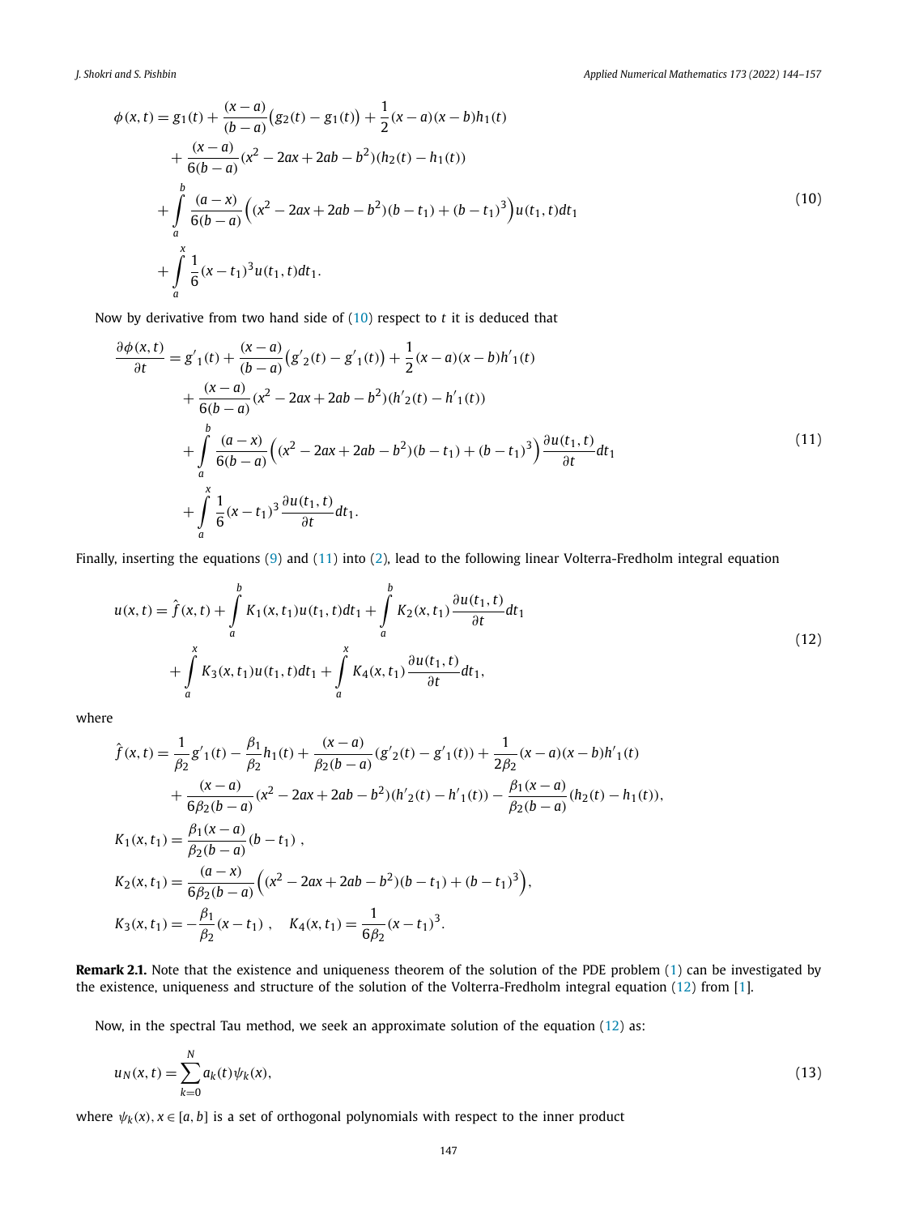$$
\begin{aligned}
\phi(x,t) &= g_1(t) + \frac{(x-a)}{(b-a)}\big(g_2(t)-g_1(t)\big) + \frac{1}{2}(x-a)(x-b)h_1(t) \\
&\quad + \frac{(x-a)}{6(b-a)}(x^2-2ax+2ab-b^2)(h_2(t)-h_1(t)) \\
&\quad + \int_a^b \frac{(a-x)}{6(b-a)}\Big((x^2-2ax+2ab-b^2)(b-t_1)+(b-t_1)^3\Big)u(t_1,t)dt_1 \\
&\quad + \int_a^x \frac{1}{6}(x-t_1)^3 u(t_1,t)dt_1.
\end{aligned}
\tag{10}
$$

Now by derivative from two hand side of (10) respect to $t$ it is deduced that

$$
\begin{aligned}
\frac{\partial \phi(x,t)}{\partial t} &= g'_1(t) + \frac{(x-a)}{(b-a)}\big(g'_2(t)-g'_1(t)\big) + \frac{1}{2}(x-a)(x-b)h'_1(t) \\
&\quad + \frac{(x-a)}{6(b-a)}(x^2-2ax+2ab-b^2)(h'_2(t)-h'_1(t)) \\
&\quad + \int_a^b \frac{(a-x)}{6(b-a)}\Big((x^2-2ax+2ab-b^2)(b-t_1)+(b-t_1)^3\Big)\frac{\partial u(t_1,t)}{\partial t}dt_1 \\
&\quad + \int_a^x \frac{1}{6}(x-t_1)^3 \frac{\partial u(t_1,t)}{\partial t}dt_1.
\end{aligned}
\tag{11}
$$

Finally, inserting the equations (9) and (11) into (2), lead to the following linear Volterra-Fredholm integral equation

$$
\begin{aligned}
u(x,t) &= \hat{f}(x,t) + \int_a^b K_1(x,t_1)u(t_1,t)dt_1 + \int_a^b K_2(x,t_1)\frac{\partial u(t_1,t)}{\partial t}dt_1 \\
&\quad + \int_a^x K_3(x,t_1)u(t_1,t)dt_1 + \int_a^x K_4(x,t_1)\frac{\partial u(t_1,t)}{\partial t}dt_1,
\end{aligned}
\tag{12}
$$

where

$$
\begin{aligned}
\hat{f}(x,t) &= \frac{1}{\beta_2}g'_1(t) - \frac{\beta_1}{\beta_2}h_1(t) + \frac{(x-a)}{\beta_2(b-a)}(g'_2(t)-g'_1(t)) + \frac{1}{2\beta_2}(x-a)(x-b)h'_1(t) \\
&\quad + \frac{(x-a)}{6\beta_2(b-a)}(x^2-2ax+2ab-b^2)(h'_2(t)-h'_1(t)) - \frac{\beta_1(x-a)}{\beta_2(b-a)}(h_2(t)-h_1(t)), \\
K_1(x,t_1) &= \frac{\beta_1(x-a)}{\beta_2(b-a)}(b-t_1)\ , \\
K_2(x,t_1) &= \frac{(a-x)}{6\beta_2(b-a)}\Big((x^2-2ax+2ab-b^2)(b-t_1)+(b-t_1)^3\Big), \\
K_3(x,t_1) &= -\frac{\beta_1}{\beta_2}(x-t_1)\ , \quad K_4(x,t_1) = \frac{1}{6\beta_2}(x-t_1)^3.
\end{aligned}
$$

**Remark 2.1.** Note that the existence and uniqueness theorem of the solution of the PDE problem (1) can be investigated by the existence, uniqueness and structure of the solution of the Volterra-Fredholm integral equation (12) from [1].

Now, in the spectral Tau method, we seek an approximate solution of the equation (12) as:

$$
u_N(x,t) = \sum_{k=0}^{N} a_k(t)\psi_k(x),
\tag{13}
$$

where $\psi_k(x), x \in [a,b]$ is a set of orthogonal polynomials with respect to the inner product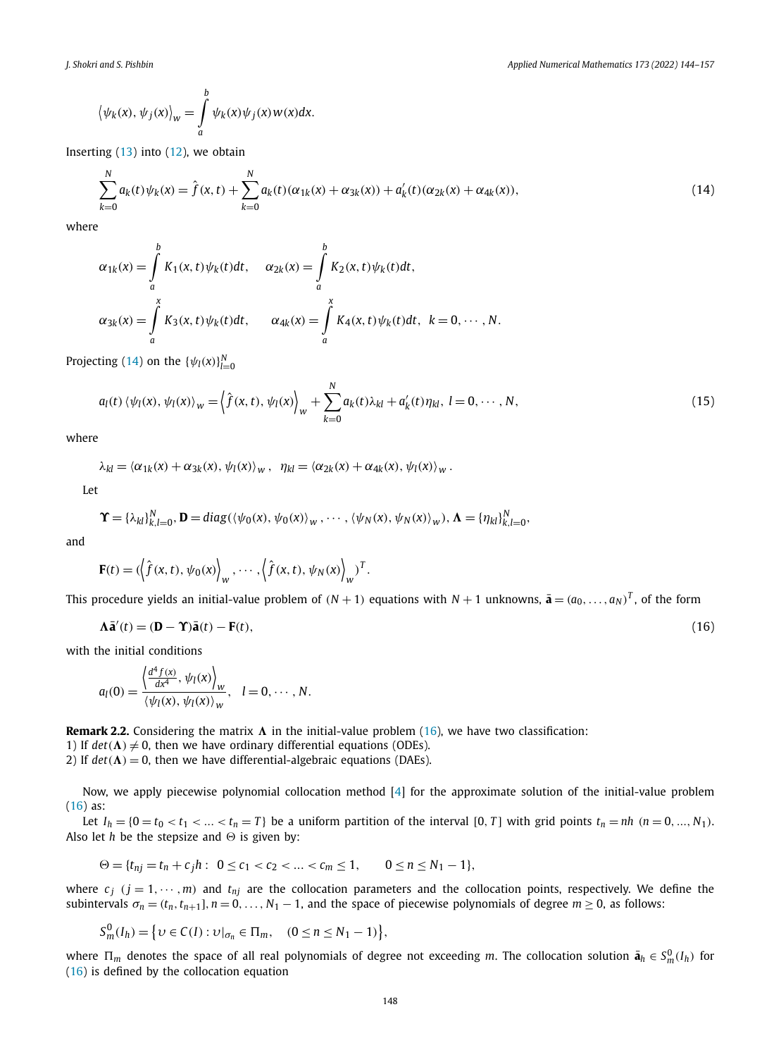$$\left\langle \psi_k(x), \psi_j(x) \right\rangle_w = \int_a^b \psi_k(x)\psi_j(x)w(x)dx.$$

Inserting (13) into (12), we obtain

$$\sum_{k=0}^{N} a_k(t)\psi_k(x) = \hat{f}(x,t) + \sum_{k=0}^{N} a_k(t)(\alpha_{1k}(x) + \alpha_{3k}(x)) + a_k'(t)(\alpha_{2k}(x) + \alpha_{4k}(x)), \tag{14}$$

where

$$\alpha_{1k}(x) = \int_a^b K_1(x,t)\psi_k(t)dt, \quad \alpha_{2k}(x) = \int_a^b K_2(x,t)\psi_k(t)dt,$$

$$\alpha_{3k}(x) = \int_a^x K_3(x,t)\psi_k(t)dt, \quad \alpha_{4k}(x) = \int_a^x K_4(x,t)\psi_k(t)dt, \;\; k = 0, \cdots, N.$$

Projecting (14) on the $\{\psi_l(x)\}_{l=0}^{N}$

$$a_l(t)\left\langle \psi_l(x), \psi_l(x) \right\rangle_w = \left\langle \hat{f}(x,t), \psi_l(x) \right\rangle_w + \sum_{k=0}^{N} a_k(t)\lambda_{kl} + a_k'(t)\eta_{kl}, \; l = 0, \cdots, N, \tag{15}$$

where

$$\lambda_{kl} = \left\langle \alpha_{1k}(x) + \alpha_{3k}(x), \psi_l(x) \right\rangle_w, \;\; \eta_{kl} = \left\langle \alpha_{2k}(x) + \alpha_{4k}(x), \psi_l(x) \right\rangle_w.$$

Let

$$\mathbf{\Upsilon} = \{\lambda_{kl}\}_{k,l=0}^{N}, \mathbf{D} = diag(\left\langle \psi_0(x), \psi_0(x) \right\rangle_w, \cdots, \left\langle \psi_N(x), \psi_N(x) \right\rangle_w), \mathbf{\Lambda} = \{\eta_{kl}\}_{k,l=0}^{N},$$

and

$$\mathbf{F}(t) = (\left\langle \hat{f}(x,t), \psi_0(x) \right\rangle_w, \cdots, \left\langle \hat{f}(x,t), \psi_N(x) \right\rangle_w)^T.$$

This procedure yields an initial-value problem of $(N+1)$ equations with $N+1$ unknowns, $\bar{\mathbf{a}} = (a_0, \ldots, a_N)^T$, of the form

$$\mathbf{\Lambda}\bar{\mathbf{a}}'(t) = (\mathbf{D} - \mathbf{\Upsilon})\bar{\mathbf{a}}(t) - \mathbf{F}(t), \tag{16}$$

with the initial conditions

$$a_l(0) = \frac{\left\langle \frac{d^4 f(x)}{dx^4}, \psi_l(x) \right\rangle_w}{\left\langle \psi_l(x), \psi_l(x) \right\rangle_w}, \quad l = 0, \cdots, N.$$

**Remark 2.2.** Considering the matrix $\mathbf{\Lambda}$ in the initial-value problem (16), we have two classification:
1) If $det(\mathbf{\Lambda}) \neq 0$, then we have ordinary differential equations (ODEs).
2) If $det(\mathbf{\Lambda}) = 0$, then we have differential-algebraic equations (DAEs).

Now, we apply piecewise polynomial collocation method [4] for the approximate solution of the initial-value problem (16) as:

Let $I_h = \{0 = t_0 < t_1 < \ldots < t_n = T\}$ be a uniform partition of the interval $[0, T]$ with grid points $t_n = nh$ $(n = 0, \ldots, N_1)$. Also let $h$ be the stepsize and $\Theta$ is given by:

$$\Theta = \{t_{nj} = t_n + c_j h : \; 0 \leq c_1 < c_2 < \ldots < c_m \leq 1, \quad 0 \leq n \leq N_1 - 1\},$$

where $c_j$ $(j = 1, \cdots, m)$ and $t_{nj}$ are the collocation parameters and the collocation points, respectively. We define the subintervals $\sigma_n = (t_n, t_{n+1}]$, $n = 0, \ldots, N_1 - 1$, and the space of piecewise polynomials of degree $m \geq 0$, as follows:

$$S_m^0(I_h) = \left\{ \upsilon \in C(I) : \upsilon|_{\sigma_n} \in \Pi_m, \quad (0 \leq n \leq N_1 - 1) \right\},$$

where $\Pi_m$ denotes the space of all real polynomials of degree not exceeding $m$. The collocation solution $\bar{\mathbf{a}}_h \in S_m^0(I_h)$ for (16) is defined by the collocation equation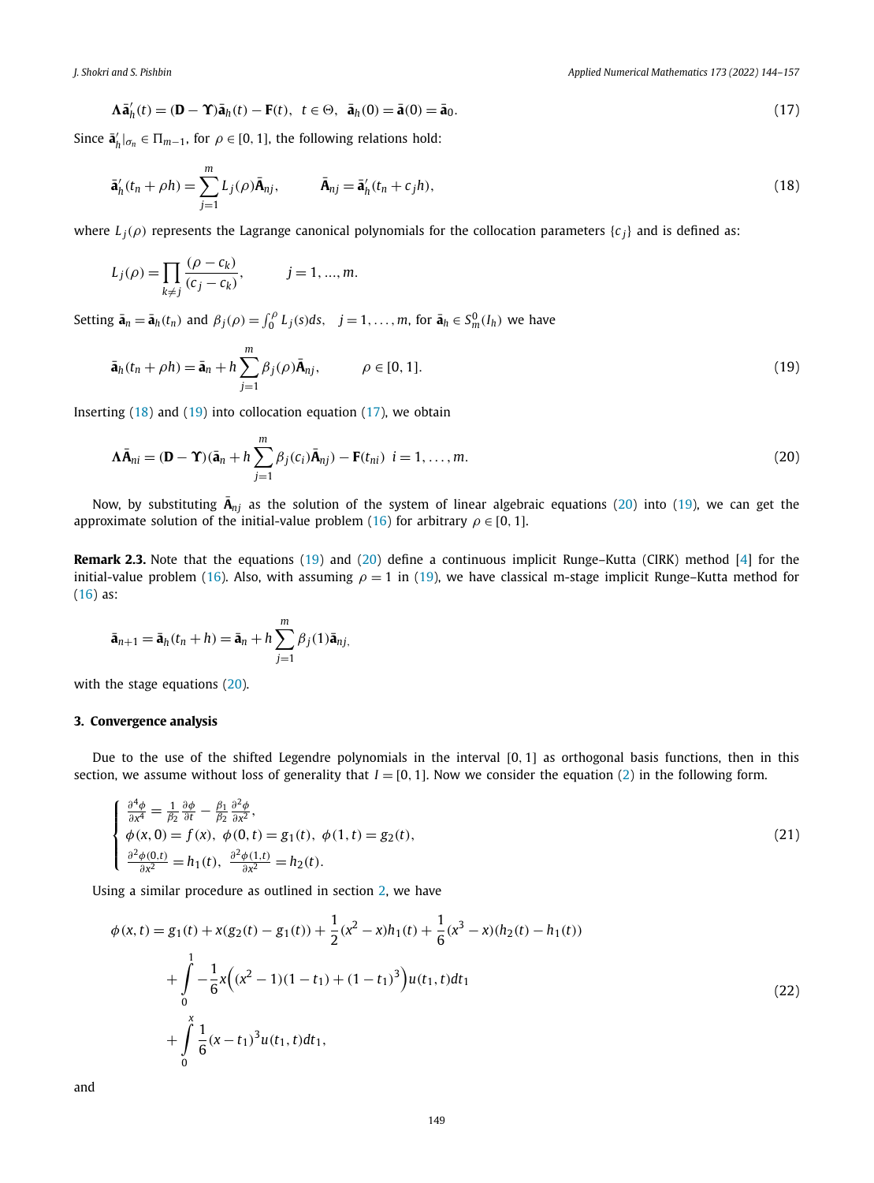$$\mathbf{\Lambda}\bar{\mathbf{a}}_h'(t) = (\mathbf{D} - \mathbf{\Upsilon})\bar{\mathbf{a}}_h(t) - \mathbf{F}(t), \;\; t \in \Theta, \;\; \bar{\mathbf{a}}_h(0) = \bar{\mathbf{a}}(0) = \bar{\mathbf{a}}_0. \tag{17}$$

Since $\bar{\mathbf{a}}_h'|_{\sigma_n} \in \Pi_{m-1}$, for $\rho \in [0, 1]$, the following relations hold:

$$\bar{\mathbf{a}}_h'(t_n + \rho h) = \sum_{j=1}^{m} L_j(\rho)\bar{\mathbf{A}}_{nj}, \qquad \bar{\mathbf{A}}_{nj} = \bar{\mathbf{a}}_h'(t_n + c_j h), \tag{18}$$

where $L_j(\rho)$ represents the Lagrange canonical polynomials for the collocation parameters $\{c_j\}$ and is defined as:

$$L_j(\rho) = \prod_{k \neq j} \frac{(\rho - c_k)}{(c_j - c_k)}, \qquad j = 1, ..., m.$$

Setting $\bar{\mathbf{a}}_n = \bar{\mathbf{a}}_h(t_n)$ and $\beta_j(\rho) = \int_0^{\rho} L_j(s)ds, \;\; j = 1, \ldots, m$, for $\bar{\mathbf{a}}_h \in S_m^0(I_h)$ we have

$$\bar{\mathbf{a}}_h(t_n + \rho h) = \bar{\mathbf{a}}_n + h\sum_{j=1}^{m} \beta_j(\rho)\bar{\mathbf{A}}_{nj}, \qquad \rho \in [0, 1]. \tag{19}$$

Inserting (18) and (19) into collocation equation (17), we obtain

$$\mathbf{\Lambda}\bar{\mathbf{A}}_{ni} = (\mathbf{D} - \mathbf{\Upsilon})(\bar{\mathbf{a}}_n + h\sum_{j=1}^{m} \beta_j(c_i)\bar{\mathbf{A}}_{nj}) - \mathbf{F}(t_{ni}) \;\; i = 1, \ldots, m. \tag{20}$$

Now, by substituting $\bar{\mathbf{A}}_{nj}$ as the solution of the system of linear algebraic equations (20) into (19), we can get the approximate solution of the initial-value problem (16) for arbitrary $\rho \in [0, 1]$.

**Remark 2.3.** Note that the equations (19) and (20) define a continuous implicit Runge–Kutta (CIRK) method [4] for the initial-value problem (16). Also, with assuming $\rho = 1$ in (19), we have classical m-stage implicit Runge–Kutta method for (16) as:

$$\bar{\mathbf{a}}_{n+1} = \bar{\mathbf{a}}_h(t_n + h) = \bar{\mathbf{a}}_n + h\sum_{j=1}^{m} \beta_j(1)\bar{\mathbf{a}}_{nj},$$

with the stage equations (20).

## 3. Convergence analysis

Due to the use of the shifted Legendre polynomials in the interval $[0, 1]$ as orthogonal basis functions, then in this section, we assume without loss of generality that $I = [0, 1]$. Now we consider the equation (2) in the following form.

$$\begin{cases} \frac{\partial^4 \phi}{\partial x^4} = \frac{1}{\beta_2}\frac{\partial \phi}{\partial t} - \frac{\beta_1}{\beta_2}\frac{\partial^2 \phi}{\partial x^2}, \\ \phi(x, 0) = f(x), \; \phi(0, t) = g_1(t), \; \phi(1, t) = g_2(t), \\ \frac{\partial^2 \phi(0,t)}{\partial x^2} = h_1(t), \; \frac{\partial^2 \phi(1,t)}{\partial x^2} = h_2(t). \end{cases} \tag{21}$$

Using a similar procedure as outlined in section 2, we have

$$\begin{aligned} \phi(x, t) = {} & g_1(t) + x(g_2(t) - g_1(t)) + \frac{1}{2}(x^2 - x)h_1(t) + \frac{1}{6}(x^3 - x)(h_2(t) - h_1(t)) \\ & + \int_0^1 -\frac{1}{6}x\Big((x^2 - 1)(1 - t_1) + (1 - t_1)^3\Big)u(t_1, t)dt_1 \\ & + \int_0^x \frac{1}{6}(x - t_1)^3 u(t_1, t)dt_1, \end{aligned} \tag{22}$$

and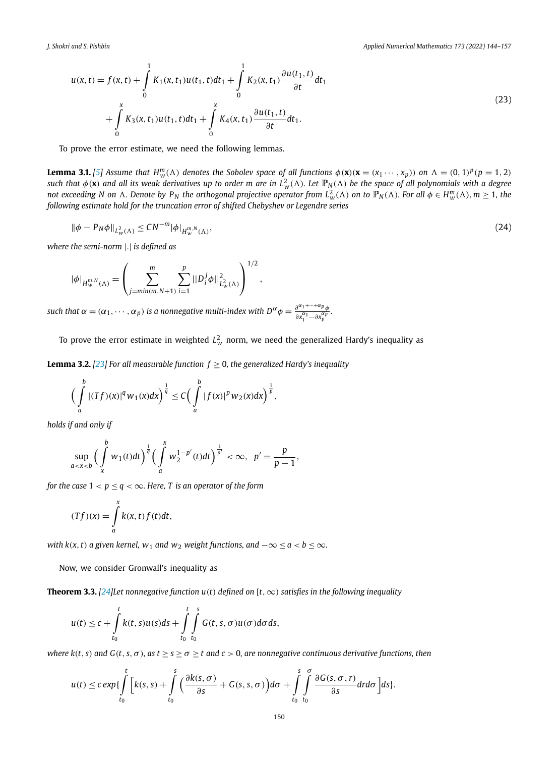$$
\begin{aligned}
u(x,t) = f(x,t) &+ \int_0^1 K_1(x,t_1)u(t_1,t)dt_1 + \int_0^1 K_2(x,t_1)\frac{\partial u(t_1,t)}{\partial t}dt_1 \\
&+ \int_0^x K_3(x,t_1)u(t_1,t)dt_1 + \int_0^x K_4(x,t_1)\frac{\partial u(t_1,t)}{\partial t}dt_1.
\end{aligned} \tag{23}
$$

To prove the error estimate, we need the following lemmas.

**Lemma 3.1.** *[5] Assume that $H_w^m(\Lambda)$ denotes the Sobolev space of all functions $\phi(\mathbf{x})(\mathbf{x} = (x_1 \cdots, x_p))$ on $\Lambda = (0,1)^p (p = 1, 2)$ such that $\phi(\mathbf{x})$ and all its weak derivatives up to order $m$ are in $L_w^2(\Lambda)$. Let $\mathbb{P}_N(\Lambda)$ be the space of all polynomials with a degree not exceeding $N$ on $\Lambda$. Denote by $P_N$ the orthogonal projective operator from $L_w^2(\Lambda)$ on to $\mathbb{P}_N(\Lambda)$. For all $\phi \in H_w^m(\Lambda), m \geq 1$, the following estimate hold for the truncation error of shifted Chebyshev or Legendre series*

$$
\|\phi - P_N\phi\|_{L_w^2(\Lambda)} \leq CN^{-m}|\phi|_{H_w^{m,N}(\Lambda)}, \tag{24}
$$

*where the semi-norm $|.|$ is defined as*

$$
|\phi|_{H_w^{m,N}(\Lambda)} = \left( \sum_{j=min(m,N+1)}^{m} \sum_{i=1}^{p} ||D_i^j \phi||_{L_w^2(\Lambda)}^2 \right)^{1/2},
$$

*such that $\alpha = (\alpha_1, \cdots, \alpha_p)$ is a nonnegative multi-index with $D^\alpha \phi = \frac{\partial^{\alpha_1+\cdots+\alpha_p}\phi}{\partial x_1^{\alpha_1}\cdots\partial x_p^{\alpha_p}}$.*

To prove the error estimate in weighted $L_w^2$ norm, we need the generalized Hardy's inequality as

**Lemma 3.2.** *[23] For all measurable function $f \geq 0$, the generalized Hardy's inequality*

$$
\Big( \int_a^b |(Tf)(x)|^q w_1(x)dx \Big)^{\frac{1}{q}} \leq C \Big( \int_a^b |f(x)|^p w_2(x)dx \Big)^{\frac{1}{p}},
$$

*holds if and only if*

$$
\sup_{a<x<b} \Big( \int_x^b w_1(t)dt \Big)^{\frac{1}{q}} \Big( \int_a^x w_2^{1-p'}(t)dt \Big)^{\frac{1}{p'}} < \infty, \ \ p' = \frac{p}{p-1},
$$

*for the case $1 < p \leq q < \infty$. Here, $T$ is an operator of the form*

$$
(Tf)(x) = \int_a^x k(x,t)f(t)dt,
$$

*with $k(x,t)$ a given kernel, $w_1$ and $w_2$ weight functions, and $-\infty \leq a < b \leq \infty$.*

Now, we consider Gronwall's inequality as

**Theorem 3.3.** *[24]Let nonnegative function $u(t)$ defined on $[t, \infty)$ satisfies in the following inequality*

$$
u(t) \leq c + \int_{t_0}^t k(t,s)u(s)ds + \int_{t_0}^t \int_{t_0}^s G(t,s,\sigma)u(\sigma)d\sigma ds,
$$

*where $k(t,s)$ and $G(t,s,\sigma)$, as $t \geq s \geq \sigma \geq t$ and $c > 0$, are nonnegative continuous derivative functions, then*

$$
u(t) \leq c\, exp\{\int_{t_0}^t \Big[ k(s,s) + \int_{t_0}^s \Big( \frac{\partial k(s,\sigma)}{\partial s} + G(s,s,\sigma) \Big) d\sigma + \int_{t_0}^s \int_{t_0}^\sigma \frac{\partial G(s,\sigma,r)}{\partial s} dr d\sigma \Big] ds\}.
$$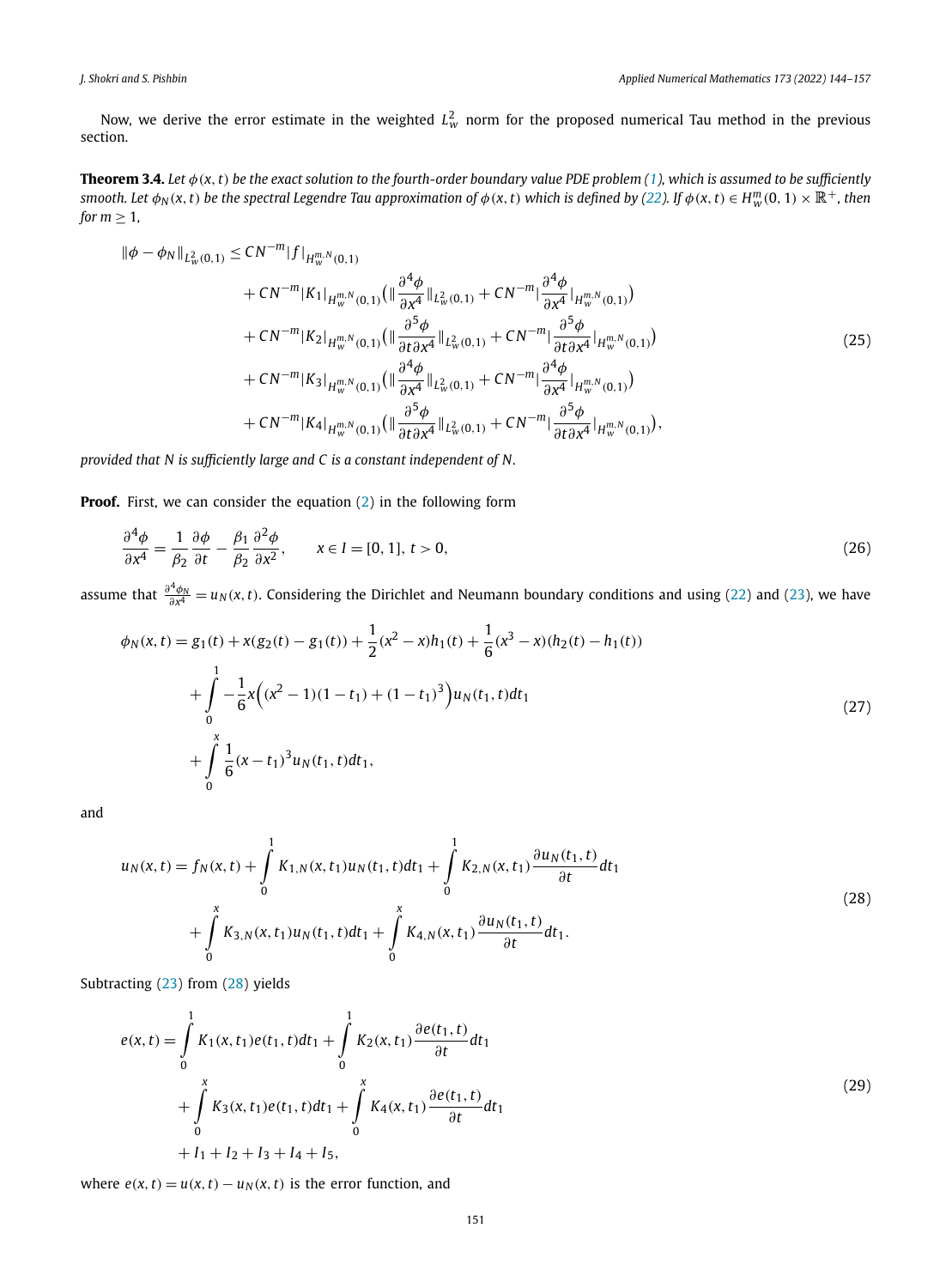Now, we derive the error estimate in the weighted $L^2_w$ norm for the proposed numerical Tau method in the previous section.

**Theorem 3.4.** *Let $\phi(x,t)$ be the exact solution to the fourth-order boundary value PDE problem (1), which is assumed to be sufficiently smooth. Let $\phi_N(x,t)$ be the spectral Legendre Tau approximation of $\phi(x,t)$ which is defined by (22). If $\phi(x,t) \in H^m_w(0,1) \times \mathbb{R}^+$, then for $m \geq 1$,*

$$
\begin{aligned}
\|\phi - \phi_N\|_{L^2_w(0,1)} \leq\; & CN^{-m}|f|_{H^{m,N}_w(0,1)} \\
& + CN^{-m}|K_1|_{H^{m,N}_w(0,1)}\big(\|\frac{\partial^4 \phi}{\partial x^4}\|_{L^2_w(0,1)} + CN^{-m}|\frac{\partial^4 \phi}{\partial x^4}|_{H^{m,N}_w(0,1)}\big) \\
& + CN^{-m}|K_2|_{H^{m,N}_w(0,1)}\big(\|\frac{\partial^5 \phi}{\partial t \partial x^4}\|_{L^2_w(0,1)} + CN^{-m}|\frac{\partial^5 \phi}{\partial t \partial x^4}|_{H^{m,N}_w(0,1)}\big) \\
& + CN^{-m}|K_3|_{H^{m,N}_w(0,1)}\big(\|\frac{\partial^4 \phi}{\partial x^4}\|_{L^2_w(0,1)} + CN^{-m}|\frac{\partial^4 \phi}{\partial x^4}|_{H^{m,N}_w(0,1)}\big) \\
& + CN^{-m}|K_4|_{H^{m,N}_w(0,1)}\big(\|\frac{\partial^5 \phi}{\partial t \partial x^4}\|_{L^2_w(0,1)} + CN^{-m}|\frac{\partial^5 \phi}{\partial t \partial x^4}|_{H^{m,N}_w(0,1)}\big),
\end{aligned}
\tag{25}
$$

*provided that $N$ is sufficiently large and $C$ is a constant independent of $N$.*

**Proof.** First, we can consider the equation (2) in the following form

$$
\frac{\partial^4 \phi}{\partial x^4} = \frac{1}{\beta_2}\frac{\partial \phi}{\partial t} - \frac{\beta_1}{\beta_2}\frac{\partial^2 \phi}{\partial x^2}, \qquad x \in I = [0,1],\ t > 0,
\tag{26}
$$

assume that $\frac{\partial^4 \phi_N}{\partial x^4} = u_N(x,t)$. Considering the Dirichlet and Neumann boundary conditions and using (22) and (23), we have

$$
\begin{aligned}
\phi_N(x,t) =\; & g_1(t) + x(g_2(t) - g_1(t)) + \frac{1}{2}(x^2 - x)h_1(t) + \frac{1}{6}(x^3 - x)(h_2(t) - h_1(t)) \\
& + \int_0^1 -\frac{1}{6}x\Big((x^2 - 1)(1 - t_1) + (1 - t_1)^3\Big)u_N(t_1,t)dt_1 \\
& + \int_0^x \frac{1}{6}(x - t_1)^3 u_N(t_1,t)dt_1,
\end{aligned}
\tag{27}
$$

and

$$
\begin{aligned}
u_N(x,t) =\; & f_N(x,t) + \int_0^1 K_{1,N}(x,t_1)u_N(t_1,t)dt_1 + \int_0^1 K_{2,N}(x,t_1)\frac{\partial u_N(t_1,t)}{\partial t}dt_1 \\
& + \int_0^x K_{3,N}(x,t_1)u_N(t_1,t)dt_1 + \int_0^x K_{4,N}(x,t_1)\frac{\partial u_N(t_1,t)}{\partial t}dt_1.
\end{aligned}
\tag{28}
$$

Subtracting (23) from (28) yields

$$
\begin{aligned}
e(x,t) =\; & \int_0^1 K_1(x,t_1)e(t_1,t)dt_1 + \int_0^1 K_2(x,t_1)\frac{\partial e(t_1,t)}{\partial t}dt_1 \\
& + \int_0^x K_3(x,t_1)e(t_1,t)dt_1 + \int_0^x K_4(x,t_1)\frac{\partial e(t_1,t)}{\partial t}dt_1 \\
& + I_1 + I_2 + I_3 + I_4 + I_5,
\end{aligned}
\tag{29}
$$

where $e(x,t) = u(x,t) - u_N(x,t)$ is the error function, and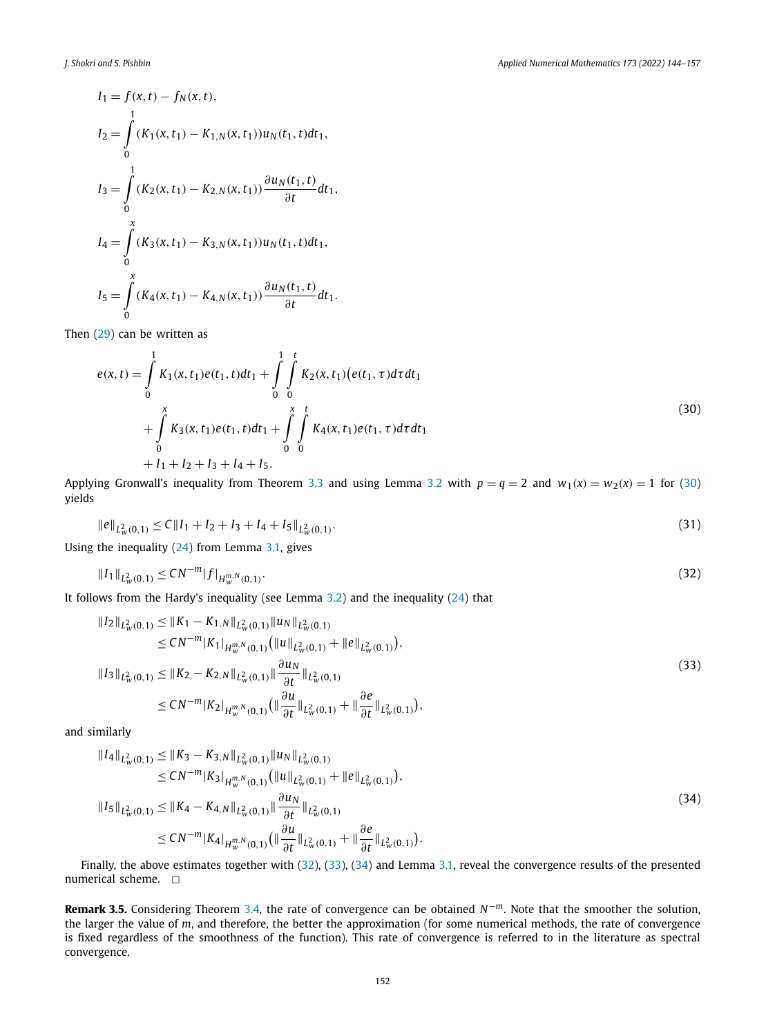$$I_1 = f(x,t) - f_N(x,t),$$

$$I_2 = \int_0^1 (K_1(x,t_1) - K_{1,N}(x,t_1))u_N(t_1,t)dt_1,$$

$$I_3 = \int_0^1 (K_2(x,t_1) - K_{2,N}(x,t_1))\frac{\partial u_N(t_1,t)}{\partial t}dt_1,$$

$$I_4 = \int_0^x (K_3(x,t_1) - K_{3,N}(x,t_1))u_N(t_1,t)dt_1,$$

$$I_5 = \int_0^x (K_4(x,t_1) - K_{4,N}(x,t_1))\frac{\partial u_N(t_1,t)}{\partial t}dt_1.$$

Then (29) can be written as

$$\begin{aligned} e(x,t) = &\int_0^1 K_1(x,t_1)e(t_1,t)dt_1 + \int_0^1\int_0^t K_2(x,t_1)\big(e(t_1,\tau)d\tau dt_1 \\ &+ \int_0^x K_3(x,t_1)e(t_1,t)dt_1 + \int_0^x\int_0^t K_4(x,t_1)e(t_1,\tau)d\tau dt_1 \\ &+ I_1 + I_2 + I_3 + I_4 + I_5. \end{aligned} \tag{30}$$

Applying Gronwall's inequality from Theorem 3.3 and using Lemma 3.2 with $p = q = 2$ and $w_1(x) = w_2(x) = 1$ for (30) yields

$$\|e\|_{L^2_w(0,1)} \le C\|I_1 + I_2 + I_3 + I_4 + I_5\|_{L^2_w(0,1)}. \tag{31}$$

Using the inequality (24) from Lemma 3.1, gives

$$\|I_1\|_{L^2_w(0,1)} \le CN^{-m}|f|_{H^{m,N}_w(0,1)}. \tag{32}$$

It follows from the Hardy's inequality (see Lemma 3.2) and the inequality (24) that

$$\begin{aligned} \|I_2\|_{L^2_w(0,1)} &\le \|K_1 - K_{1,N}\|_{L^2_w(0,1)}\|u_N\|_{L^2_w(0,1)} \\ &\le CN^{-m}|K_1|_{H^{m,N}_w(0,1)}\big(\|u\|_{L^2_w(0,1)} + \|e\|_{L^2_w(0,1)}\big), \\ \|I_3\|_{L^2_w(0,1)} &\le \|K_2 - K_{2,N}\|_{L^2_w(0,1)}\|\frac{\partial u_N}{\partial t}\|_{L^2_w(0,1)} \\ &\le CN^{-m}|K_2|_{H^{m,N}_w(0,1)}\big(\|\frac{\partial u}{\partial t}\|_{L^2_w(0,1)} + \|\frac{\partial e}{\partial t}\|_{L^2_w(0,1)}\big), \end{aligned} \tag{33}$$

and similarly

$$\begin{aligned} \|I_4\|_{L^2_w(0,1)} &\le \|K_3 - K_{3,N}\|_{L^2_w(0,1)}\|u_N\|_{L^2_w(0,1)} \\ &\le CN^{-m}|K_3|_{H^{m,N}_w(0,1)}\big(\|u\|_{L^2_w(0,1)} + \|e\|_{L^2_w(0,1)}\big), \\ \|I_5\|_{L^2_w(0,1)} &\le \|K_4 - K_{4,N}\|_{L^2_w(0,1)}\|\frac{\partial u_N}{\partial t}\|_{L^2_w(0,1)} \\ &\le CN^{-m}|K_4|_{H^{m,N}_w(0,1)}\big(\|\frac{\partial u}{\partial t}\|_{L^2_w(0,1)} + \|\frac{\partial e}{\partial t}\|_{L^2_w(0,1)}\big). \end{aligned} \tag{34}$$

Finally, the above estimates together with (32), (33), (34) and Lemma 3.1, reveal the convergence results of the presented numerical scheme. □

**Remark 3.5.** Considering Theorem 3.4, the rate of convergence can be obtained $N^{-m}$. Note that the smoother the solution, the larger the value of $m$, and therefore, the better the approximation (for some numerical methods, the rate of convergence is fixed regardless of the smoothness of the function). This rate of convergence is referred to in the literature as spectral convergence.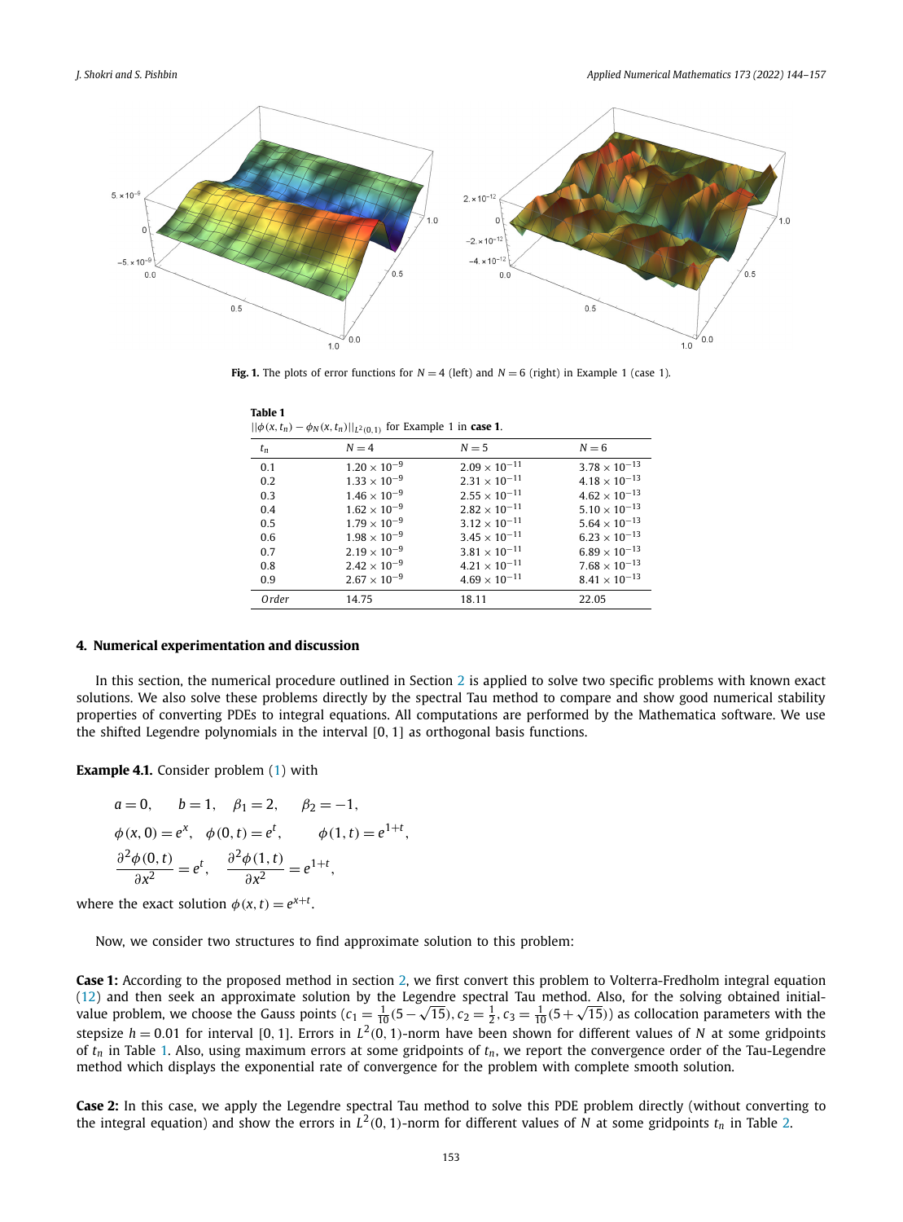**Fig. 1.** The plots of error functions for $N = 4$ (left) and $N = 6$ (right) in Example 1 (case 1).

**Table 1**
$||\phi(x, t_n) - \phi_N(x, t_n)||_{L^2(0,1)}$ for Example 1 in **case 1**.

| $t_n$ | $N = 4$ | $N = 5$ | $N = 6$ |
|---|---|---|---|
| 0.1 | $1.20 \times 10^{-9}$ | $2.09 \times 10^{-11}$ | $3.78 \times 10^{-13}$ |
| 0.2 | $1.33 \times 10^{-9}$ | $2.31 \times 10^{-11}$ | $4.18 \times 10^{-13}$ |
| 0.3 | $1.46 \times 10^{-9}$ | $2.55 \times 10^{-11}$ | $4.62 \times 10^{-13}$ |
| 0.4 | $1.62 \times 10^{-9}$ | $2.82 \times 10^{-11}$ | $5.10 \times 10^{-13}$ |
| 0.5 | $1.79 \times 10^{-9}$ | $3.12 \times 10^{-11}$ | $5.64 \times 10^{-13}$ |
| 0.6 | $1.98 \times 10^{-9}$ | $3.45 \times 10^{-11}$ | $6.23 \times 10^{-13}$ |
| 0.7 | $2.19 \times 10^{-9}$ | $3.81 \times 10^{-11}$ | $6.89 \times 10^{-13}$ |
| 0.8 | $2.42 \times 10^{-9}$ | $4.21 \times 10^{-11}$ | $7.68 \times 10^{-13}$ |
| 0.9 | $2.67 \times 10^{-9}$ | $4.69 \times 10^{-11}$ | $8.41 \times 10^{-13}$ |
| *Order* | 14.75 | 18.11 | 22.05 |

## 4. Numerical experimentation and discussion

In this section, the numerical procedure outlined in Section 2 is applied to solve two specific problems with known exact solutions. We also solve these problems directly by the spectral Tau method to compare and show good numerical stability properties of converting PDEs to integral equations. All computations are performed by the Mathematica software. We use the shifted Legendre polynomials in the interval $[0, 1]$ as orthogonal basis functions.

**Example 4.1.** Consider problem (1) with

$$a = 0, \quad b = 1, \quad \beta_1 = 2, \quad \beta_2 = -1,$$

$$\phi(x, 0) = e^x, \quad \phi(0, t) = e^t, \qquad \phi(1, t) = e^{1+t},$$

$$\frac{\partial^2 \phi(0, t)}{\partial x^2} = e^t, \quad \frac{\partial^2 \phi(1, t)}{\partial x^2} = e^{1+t},$$

where the exact solution $\phi(x, t) = e^{x+t}$.

Now, we consider two structures to find approximate solution to this problem:

**Case 1:** According to the proposed method in section 2, we first convert this problem to Volterra-Fredholm integral equation (12) and then seek an approximate solution by the Legendre spectral Tau method. Also, for the solving obtained initial-value problem, we choose the Gauss points ($c_1 = \frac{1}{10}(5 - \sqrt{15}), c_2 = \frac{1}{2}, c_3 = \frac{1}{10}(5 + \sqrt{15})$) as collocation parameters with the stepsize $h = 0.01$ for interval $[0, 1]$. Errors in $L^2(0, 1)$-norm have been shown for different values of $N$ at some gridpoints of $t_n$ in Table 1. Also, using maximum errors at some gridpoints of $t_n$, we report the convergence order of the Tau-Legendre method which displays the exponential rate of convergence for the problem with complete smooth solution.

**Case 2:** In this case, we apply the Legendre spectral Tau method to solve this PDE problem directly (without converting to the integral equation) and show the errors in $L^2(0, 1)$-norm for different values of $N$ at some gridpoints $t_n$ in Table 2.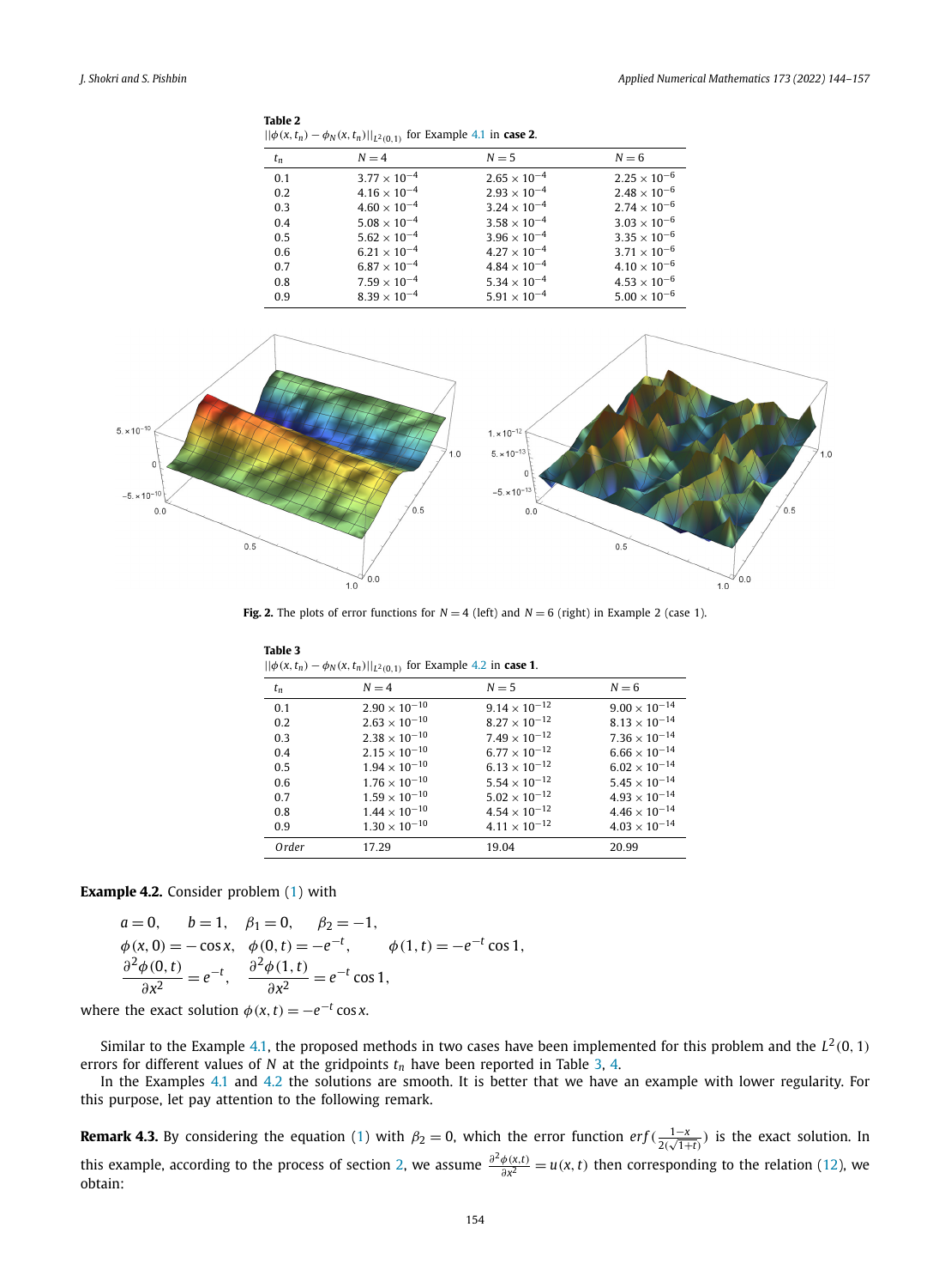**Table 2**
$||\phi(x,t_n) - \phi_N(x,t_n)||_{L^2(0,1)}$ for Example 4.1 in **case 2**.

| $t_n$ | $N=4$ | $N=5$ | $N=6$ |
|---|---|---|---|
| 0.1 | $3.77 \times 10^{-4}$ | $2.65 \times 10^{-4}$ | $2.25 \times 10^{-6}$ |
| 0.2 | $4.16 \times 10^{-4}$ | $2.93 \times 10^{-4}$ | $2.48 \times 10^{-6}$ |
| 0.3 | $4.60 \times 10^{-4}$ | $3.24 \times 10^{-4}$ | $2.74 \times 10^{-6}$ |
| 0.4 | $5.08 \times 10^{-4}$ | $3.58 \times 10^{-4}$ | $3.03 \times 10^{-6}$ |
| 0.5 | $5.62 \times 10^{-4}$ | $3.96 \times 10^{-4}$ | $3.35 \times 10^{-6}$ |
| 0.6 | $6.21 \times 10^{-4}$ | $4.27 \times 10^{-4}$ | $3.71 \times 10^{-6}$ |
| 0.7 | $6.87 \times 10^{-4}$ | $4.84 \times 10^{-4}$ | $4.10 \times 10^{-6}$ |
| 0.8 | $7.59 \times 10^{-4}$ | $5.34 \times 10^{-4}$ | $4.53 \times 10^{-6}$ |
| 0.9 | $8.39 \times 10^{-4}$ | $5.91 \times 10^{-4}$ | $5.00 \times 10^{-6}$ |

**Fig. 2.** The plots of error functions for $N=4$ (left) and $N=6$ (right) in Example 2 (case 1).

**Table 3**
$||\phi(x,t_n) - \phi_N(x,t_n)||_{L^2(0,1)}$ for Example 4.2 in **case 1**.

| $t_n$ | $N=4$ | $N=5$ | $N=6$ |
|---|---|---|---|
| 0.1 | $2.90 \times 10^{-10}$ | $9.14 \times 10^{-12}$ | $9.00 \times 10^{-14}$ |
| 0.2 | $2.63 \times 10^{-10}$ | $8.27 \times 10^{-12}$ | $8.13 \times 10^{-14}$ |
| 0.3 | $2.38 \times 10^{-10}$ | $7.49 \times 10^{-12}$ | $7.36 \times 10^{-14}$ |
| 0.4 | $2.15 \times 10^{-10}$ | $6.77 \times 10^{-12}$ | $6.66 \times 10^{-14}$ |
| 0.5 | $1.94 \times 10^{-10}$ | $6.13 \times 10^{-12}$ | $6.02 \times 10^{-14}$ |
| 0.6 | $1.76 \times 10^{-10}$ | $5.54 \times 10^{-12}$ | $5.45 \times 10^{-14}$ |
| 0.7 | $1.59 \times 10^{-10}$ | $5.02 \times 10^{-12}$ | $4.93 \times 10^{-14}$ |
| 0.8 | $1.44 \times 10^{-10}$ | $4.54 \times 10^{-12}$ | $4.46 \times 10^{-14}$ |
| 0.9 | $1.30 \times 10^{-10}$ | $4.11 \times 10^{-12}$ | $4.03 \times 10^{-14}$ |
| *Order* | 17.29 | 19.04 | 20.99 |

**Example 4.2.** Consider problem (1) with

$$
\begin{aligned}
&a=0, \quad b=1, \quad \beta_1=0, \quad \beta_2=-1,\\
&\phi(x,0)=-\cos x, \quad \phi(0,t)=-e^{-t}, \qquad \phi(1,t)=-e^{-t}\cos 1,\\
&\frac{\partial^2\phi(0,t)}{\partial x^2}=e^{-t}, \quad \frac{\partial^2\phi(1,t)}{\partial x^2}=e^{-t}\cos 1,
\end{aligned}
$$

where the exact solution $\phi(x,t)=-e^{-t}\cos x$.

Similar to the Example 4.1, the proposed methods in two cases have been implemented for this problem and the $L^2(0,1)$ errors for different values of $N$ at the gridpoints $t_n$ have been reported in Table 3, 4.

In the Examples 4.1 and 4.2 the solutions are smooth. It is better that we have an example with lower regularity. For this purpose, let pay attention to the following remark.

**Remark 4.3.** By considering the equation (1) with $\beta_2=0$, which the error function $erf(\frac{1-x}{2(\sqrt{1+t})})$ is the exact solution. In this example, according to the process of section 2, we assume $\frac{\partial^2\phi(x,t)}{\partial x^2}=u(x,t)$ then corresponding to the relation (12), we obtain: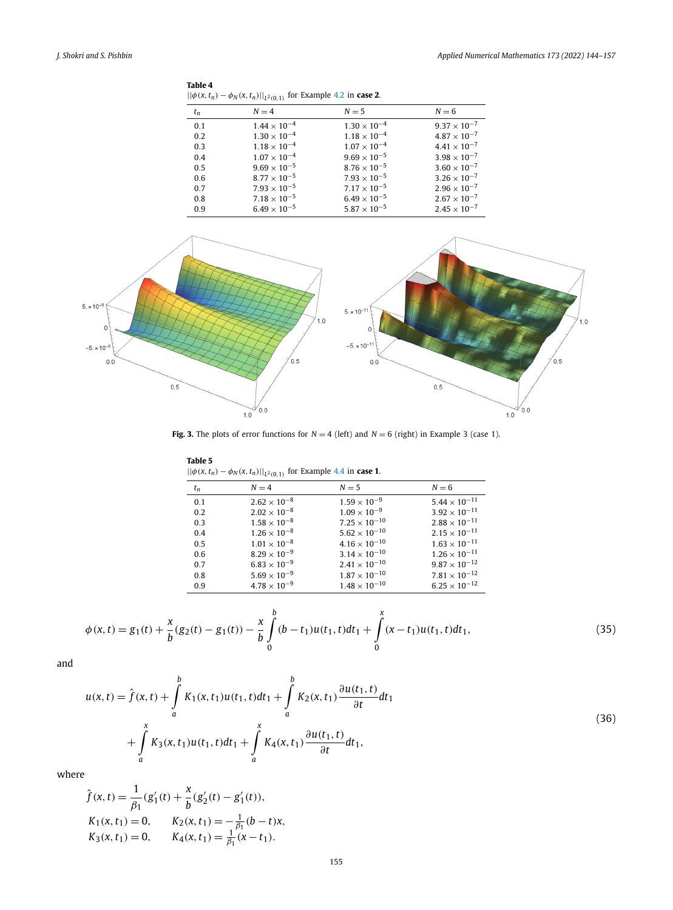**Table 4**
$||\phi(x,t_n) - \phi_N(x,t_n)||_{L^2(0,1)}$ for Example 4.2 in **case 2**.

| $t_n$ | $N=4$ | $N=5$ | $N=6$ |
|---|---|---|---|
| 0.1 | $1.44 \times 10^{-4}$ | $1.30 \times 10^{-4}$ | $9.37 \times 10^{-7}$ |
| 0.2 | $1.30 \times 10^{-4}$ | $1.18 \times 10^{-4}$ | $4.87 \times 10^{-7}$ |
| 0.3 | $1.18 \times 10^{-4}$ | $1.07 \times 10^{-4}$ | $4.41 \times 10^{-7}$ |
| 0.4 | $1.07 \times 10^{-4}$ | $9.69 \times 10^{-5}$ | $3.98 \times 10^{-7}$ |
| 0.5 | $9.69 \times 10^{-5}$ | $8.76 \times 10^{-5}$ | $3.60 \times 10^{-7}$ |
| 0.6 | $8.77 \times 10^{-5}$ | $7.93 \times 10^{-5}$ | $3.26 \times 10^{-7}$ |
| 0.7 | $7.93 \times 10^{-5}$ | $7.17 \times 10^{-5}$ | $2.96 \times 10^{-7}$ |
| 0.8 | $7.18 \times 10^{-5}$ | $6.49 \times 10^{-5}$ | $2.67 \times 10^{-7}$ |
| 0.9 | $6.49 \times 10^{-5}$ | $5.87 \times 10^{-5}$ | $2.45 \times 10^{-7}$ |

**Fig. 3.** The plots of error functions for $N = 4$ (left) and $N = 6$ (right) in Example 3 (case 1).

**Table 5**
$||\phi(x,t_n) - \phi_N(x,t_n)||_{L^2(0,1)}$ for Example 4.4 in **case 1**.

| $t_n$ | $N=4$ | $N=5$ | $N=6$ |
|---|---|---|---|
| 0.1 | $2.62 \times 10^{-8}$ | $1.59 \times 10^{-9}$ | $5.44 \times 10^{-11}$ |
| 0.2 | $2.02 \times 10^{-8}$ | $1.09 \times 10^{-9}$ | $3.92 \times 10^{-11}$ |
| 0.3 | $1.58 \times 10^{-8}$ | $7.25 \times 10^{-10}$ | $2.88 \times 10^{-11}$ |
| 0.4 | $1.26 \times 10^{-8}$ | $5.62 \times 10^{-10}$ | $2.15 \times 10^{-11}$ |
| 0.5 | $1.01 \times 10^{-8}$ | $4.16 \times 10^{-10}$ | $1.63 \times 10^{-11}$ |
| 0.6 | $8.29 \times 10^{-9}$ | $3.14 \times 10^{-10}$ | $1.26 \times 10^{-11}$ |
| 0.7 | $6.83 \times 10^{-9}$ | $2.41 \times 10^{-10}$ | $9.87 \times 10^{-12}$ |
| 0.8 | $5.69 \times 10^{-9}$ | $1.87 \times 10^{-10}$ | $7.81 \times 10^{-12}$ |
| 0.9 | $4.78 \times 10^{-9}$ | $1.48 \times 10^{-10}$ | $6.25 \times 10^{-12}$ |

$$\phi(x,t) = g_1(t) + \frac{x}{b}(g_2(t) - g_1(t)) - \frac{x}{b}\int_0^b (b - t_1)u(t_1,t)dt_1 + \int_0^x (x - t_1)u(t_1,t)dt_1, \tag{35}$$

and

$$\begin{aligned} u(x,t) = \hat{f}(x,t) &+ \int_a^b K_1(x,t_1)u(t_1,t)dt_1 + \int_a^b K_2(x,t_1)\frac{\partial u(t_1,t)}{\partial t}dt_1 \\ &+ \int_a^x K_3(x,t_1)u(t_1,t)dt_1 + \int_a^x K_4(x,t_1)\frac{\partial u(t_1,t)}{\partial t}dt_1, \end{aligned} \tag{36}$$

where

$$\begin{aligned} &\hat{f}(x,t) = \frac{1}{\beta_1}(g_1'(t) + \frac{x}{b}(g_2'(t) - g_1'(t)), \\ &K_1(x,t_1) = 0, \qquad K_2(x,t_1) = -\tfrac{1}{\beta_1}(b-t)x, \\ &K_3(x,t_1) = 0, \qquad K_4(x,t_1) = \tfrac{1}{\beta_1}(x - t_1). \end{aligned}$$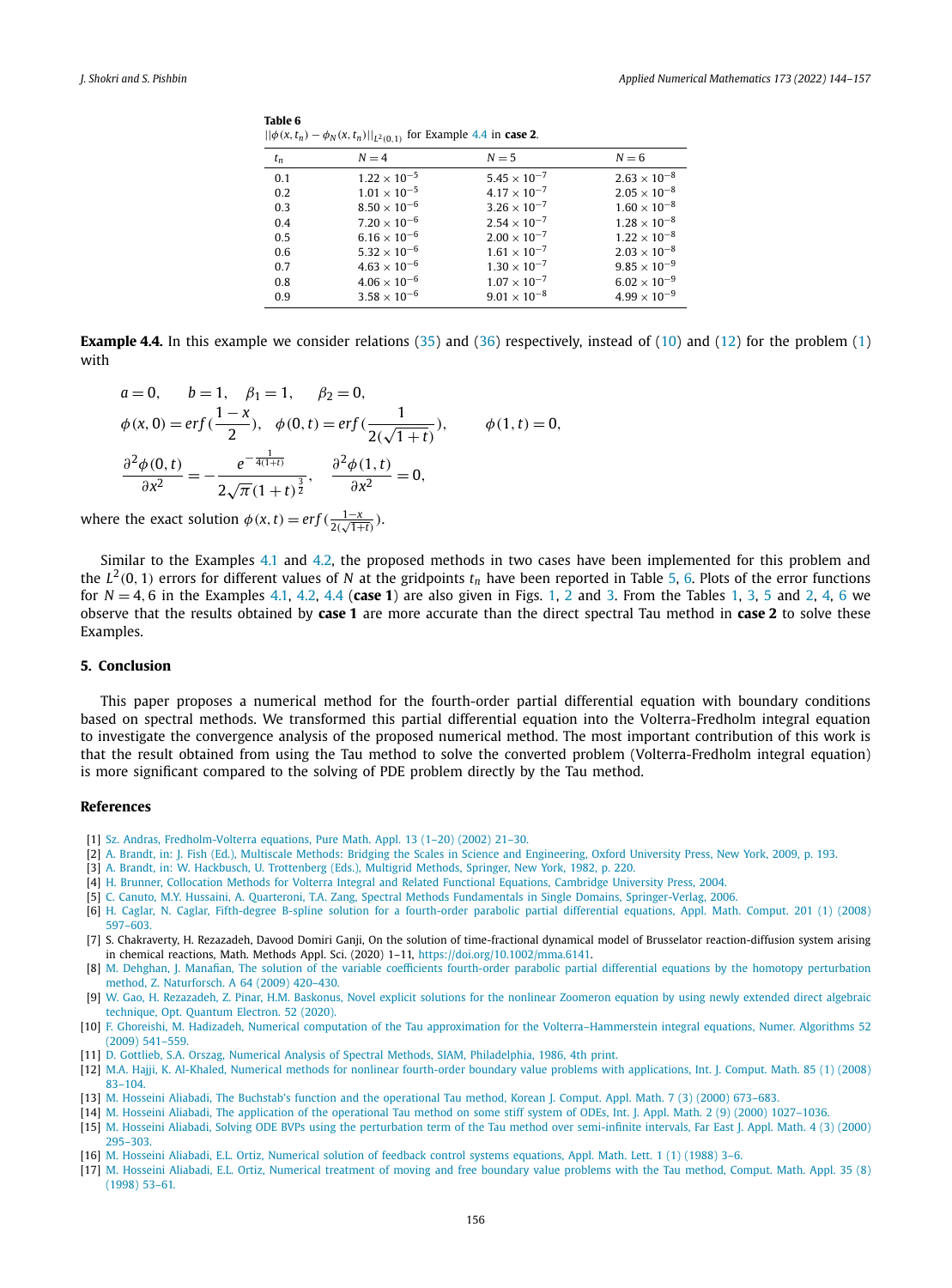**Table 6**
$||\phi(x,t_n) - \phi_N(x,t_n)||_{L^2(0,1)}$ for Example 4.4 in **case 2**.

| $t_n$ | $N=4$ | $N=5$ | $N=6$ |
|---|---|---|---|
| 0.1 | $1.22 \times 10^{-5}$ | $5.45 \times 10^{-7}$ | $2.63 \times 10^{-8}$ |
| 0.2 | $1.01 \times 10^{-5}$ | $4.17 \times 10^{-7}$ | $2.05 \times 10^{-8}$ |
| 0.3 | $8.50 \times 10^{-6}$ | $3.26 \times 10^{-7}$ | $1.60 \times 10^{-8}$ |
| 0.4 | $7.20 \times 10^{-6}$ | $2.54 \times 10^{-7}$ | $1.28 \times 10^{-8}$ |
| 0.5 | $6.16 \times 10^{-6}$ | $2.00 \times 10^{-7}$ | $1.22 \times 10^{-8}$ |
| 0.6 | $5.32 \times 10^{-6}$ | $1.61 \times 10^{-7}$ | $2.03 \times 10^{-8}$ |
| 0.7 | $4.63 \times 10^{-6}$ | $1.30 \times 10^{-7}$ | $9.85 \times 10^{-9}$ |
| 0.8 | $4.06 \times 10^{-6}$ | $1.07 \times 10^{-7}$ | $6.02 \times 10^{-9}$ |
| 0.9 | $3.58 \times 10^{-6}$ | $9.01 \times 10^{-8}$ | $4.99 \times 10^{-9}$ |

**Example 4.4.** In this example we consider relations (35) and (36) respectively, instead of (10) and (12) for the problem (1) with

$$a = 0, \qquad b = 1, \quad \beta_1 = 1, \quad \beta_2 = 0,$$

$$\phi(x,0) = erf\left(\frac{1-x}{2}\right), \quad \phi(0,t) = erf\left(\frac{1}{2(\sqrt{1+t})}\right), \qquad \phi(1,t) = 0,$$

$$\frac{\partial^2 \phi(0,t)}{\partial x^2} = -\frac{e^{-\frac{1}{4(1+t)}}}{2\sqrt{\pi}(1+t)^{\frac{3}{2}}}, \quad \frac{\partial^2 \phi(1,t)}{\partial x^2} = 0,$$

where the exact solution $\phi(x,t) = erf\left(\frac{1-x}{2(\sqrt{1+t})}\right)$.

Similar to the Examples 4.1 and 4.2, the proposed methods in two cases have been implemented for this problem and the $L^2(0,1)$ errors for different values of $N$ at the gridpoints $t_n$ have been reported in Table 5, 6. Plots of the error functions for $N = 4, 6$ in the Examples 4.1, 4.2, 4.4 (**case 1**) are also given in Figs. 1, 2 and 3. From the Tables 1, 3, 5 and 2, 4, 6 we observe that the results obtained by **case 1** are more accurate than the direct spectral Tau method in **case 2** to solve these Examples.

## 5. Conclusion

This paper proposes a numerical method for the fourth-order partial differential equation with boundary conditions based on spectral methods. We transformed this partial differential equation into the Volterra-Fredholm integral equation to investigate the convergence analysis of the proposed numerical method. The most important contribution of this work is that the result obtained from using the Tau method to solve the converted problem (Volterra-Fredholm integral equation) is more significant compared to the solving of PDE problem directly by the Tau method.

## References

[1] Sz. Andras, Fredholm-Volterra equations, Pure Math. Appl. 13 (1–20) (2002) 21–30.

[2] A. Brandt, in: J. Fish (Ed.), Multiscale Methods: Bridging the Scales in Science and Engineering, Oxford University Press, New York, 2009, p. 193.

[3] A. Brandt, in: W. Hackbusch, U. Trottenberg (Eds.), Multigrid Methods, Springer, New York, 1982, p. 220.

[4] H. Brunner, Collocation Methods for Volterra Integral and Related Functional Equations, Cambridge University Press, 2004.

[5] C. Canuto, M.Y. Hussaini, A. Quarteroni, T.A. Zang, Spectral Methods Fundamentals in Single Domains, Springer-Verlag, 2006.

[6] H. Caglar, N. Caglar, Fifth-degree B-spline solution for a fourth-order parabolic partial differential equations, Appl. Math. Comput. 201 (1) (2008) 597–603.

[7] S. Chakraverty, H. Rezazadeh, Davood Domiri Ganji, On the solution of time-fractional dynamical model of Brusselator reaction-diffusion system arising in chemical reactions, Math. Methods Appl. Sci. (2020) 1–11, https://doi.org/10.1002/mma.6141.

[8] M. Dehghan, J. Manafian, The solution of the variable coefficients fourth-order parabolic partial differential equations by the homotopy perturbation method, Z. Naturforsch. A 64 (2009) 420–430.

[9] W. Gao, H. Rezazadeh, Z. Pinar, H.M. Baskonus, Novel explicit solutions for the nonlinear Zoomeron equation by using newly extended direct algebraic technique, Opt. Quantum Electron. 52 (2020).

[10] F. Ghoreishi, M. Hadizadeh, Numerical computation of the Tau approximation for the Volterra–Hammerstein integral equations, Numer. Algorithms 52 (2009) 541–559.

[11] D. Gottlieb, S.A. Orszag, Numerical Analysis of Spectral Methods, SIAM, Philadelphia, 1986, 4th print.

[12] M.A. Hajji, K. Al-Khaled, Numerical methods for nonlinear fourth-order boundary value problems with applications, Int. J. Comput. Math. 85 (1) (2008) 83–104.

[13] M. Hosseini Aliabadi, The Buchstab's function and the operational Tau method, Korean J. Comput. Appl. Math. 7 (3) (2000) 673–683.

[14] M. Hosseini Aliabadi, The application of the operational Tau method on some stiff system of ODEs, Int. J. Appl. Math. 2 (9) (2000) 1027–1036.

[15] M. Hosseini Aliabadi, Solving ODE BVPs using the perturbation term of the Tau method over semi-infinite intervals, Far East J. Appl. Math. 4 (3) (2000) 295–303.

[16] M. Hosseini Aliabadi, E.L. Ortiz, Numerical solution of feedback control systems equations, Appl. Math. Lett. 1 (1) (1988) 3–6.

[17] M. Hosseini Aliabadi, E.L. Ortiz, Numerical treatment of moving and free boundary value problems with the Tau method, Comput. Math. Appl. 35 (8) (1998) 53–61.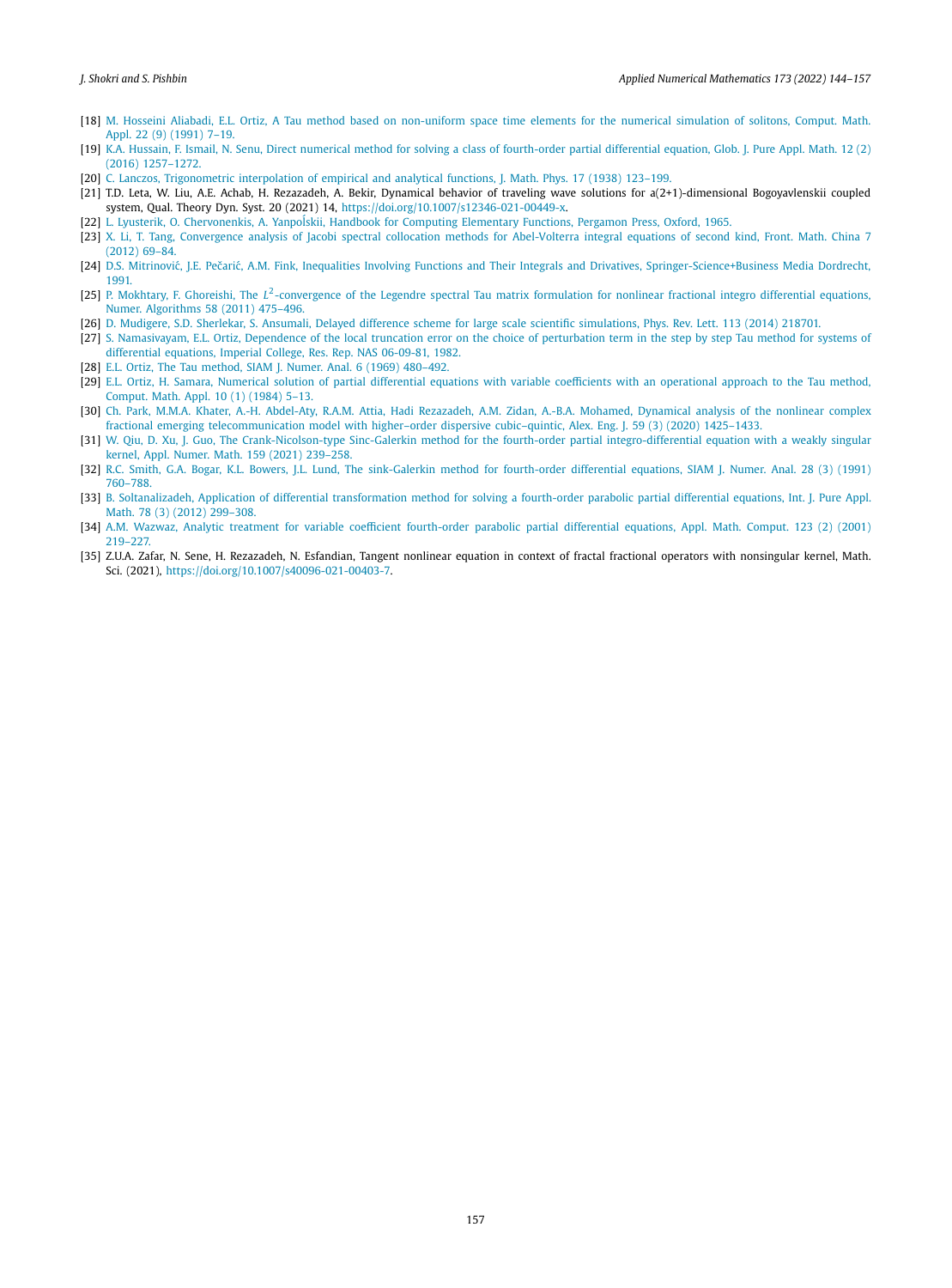[18] M. Hosseini Aliabadi, E.L. Ortiz, A Tau method based on non-uniform space time elements for the numerical simulation of solitons, Comput. Math. Appl. 22 (9) (1991) 7–19.

[19] K.A. Hussain, F. Ismail, N. Senu, Direct numerical method for solving a class of fourth-order partial differential equation, Glob. J. Pure Appl. Math. 12 (2) (2016) 1257–1272.

[20] C. Lanczos, Trigonometric interpolation of empirical and analytical functions, J. Math. Phys. 17 (1938) 123–199.

[21] T.D. Leta, W. Liu, A.E. Achab, H. Rezazadeh, A. Bekir, Dynamical behavior of traveling wave solutions for a(2+1)-dimensional Bogoyavlenskii coupled system, Qual. Theory Dyn. Syst. 20 (2021) 14, https://doi.org/10.1007/s12346-021-00449-x.

[22] L. Lyusterik, O. Chervonenkis, A. Yanpol̆skii, Handbook for Computing Elementary Functions, Pergamon Press, Oxford, 1965.

[23] X. Li, T. Tang, Convergence analysis of Jacobi spectral collocation methods for Abel-Volterra integral equations of second kind, Front. Math. China 7 (2012) 69–84.

[24] D.S. Mitrinović, J.E. Pečarić, A.M. Fink, Inequalities Involving Functions and Their Integrals and Drivatives, Springer-Science+Business Media Dordrecht, 1991.

[25] P. Mokhtary, F. Ghoreishi, The $L^2$-convergence of the Legendre spectral Tau matrix formulation for nonlinear fractional integro differential equations, Numer. Algorithms 58 (2011) 475–496.

[26] D. Mudigere, S.D. Sherlekar, S. Ansumali, Delayed difference scheme for large scale scientific simulations, Phys. Rev. Lett. 113 (2014) 218701.

[27] S. Namasivayam, E.L. Ortiz, Dependence of the local truncation error on the choice of perturbation term in the step by step Tau method for systems of differential equations, Imperial College, Res. Rep. NAS 06-09-81, 1982.

[28] E.L. Ortiz, The Tau method, SIAM J. Numer. Anal. 6 (1969) 480–492.

[29] E.L. Ortiz, H. Samara, Numerical solution of partial differential equations with variable coefficients with an operational approach to the Tau method, Comput. Math. Appl. 10 (1) (1984) 5–13.

[30] Ch. Park, M.M.A. Khater, A.-H. Abdel-Aty, R.A.M. Attia, Hadi Rezazadeh, A.M. Zidan, A.-B.A. Mohamed, Dynamical analysis of the nonlinear complex fractional emerging telecommunication model with higher–order dispersive cubic–quintic, Alex. Eng. J. 59 (3) (2020) 1425–1433.

[31] W. Qiu, D. Xu, J. Guo, The Crank-Nicolson-type Sinc-Galerkin method for the fourth-order partial integro-differential equation with a weakly singular kernel, Appl. Numer. Math. 159 (2021) 239–258.

[32] R.C. Smith, G.A. Bogar, K.L. Bowers, J.L. Lund, The sink-Galerkin method for fourth-order differential equations, SIAM J. Numer. Anal. 28 (3) (1991) 760–788.

[33] B. Soltanalizadeh, Application of differential transformation method for solving a fourth-order parabolic partial differential equations, Int. J. Pure Appl. Math. 78 (3) (2012) 299–308.

[34] A.M. Wazwaz, Analytic treatment for variable coefficient fourth-order parabolic partial differential equations, Appl. Math. Comput. 123 (2) (2001) 219–227.

[35] Z.U.A. Zafar, N. Sene, H. Rezazadeh, N. Esfandian, Tangent nonlinear equation in context of fractal fractional operators with nonsingular kernel, Math. Sci. (2021), https://doi.org/10.1007/s40096-021-00403-7.